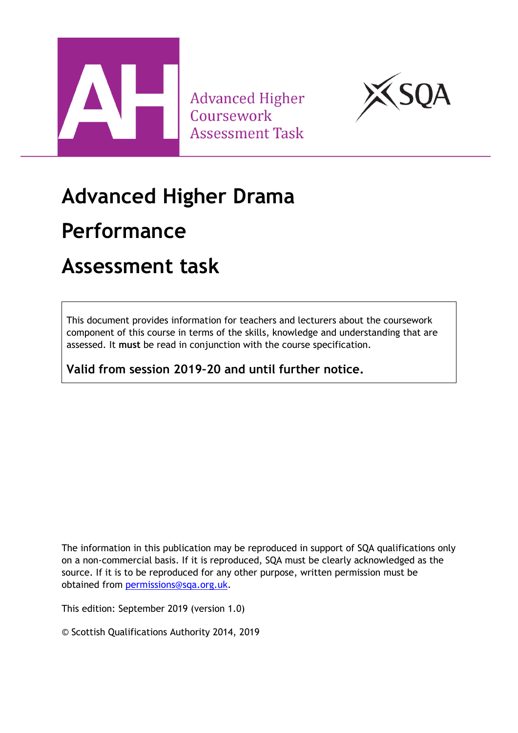Advanced Higher
Coursework
Assessment Task

# Advanced Higher Drama

# Performance

# Assessment task

This document provides information for teachers and lecturers about the coursework component of this course in terms of the skills, knowledge and understanding that are assessed. It **must** be read in conjunction with the course specification.

**Valid from session 2019–20 and until further notice.**

The information in this publication may be reproduced in support of SQA qualifications only on a non-commercial basis. If it is reproduced, SQA must be clearly acknowledged as the source. If it is to be reproduced for any other purpose, written permission must be obtained from [permissions@sqa.org.uk](mailto:permissions@sqa.org.uk).

This edition: September 2019 (version 1.0)

© Scottish Qualifications Authority 2014, 2019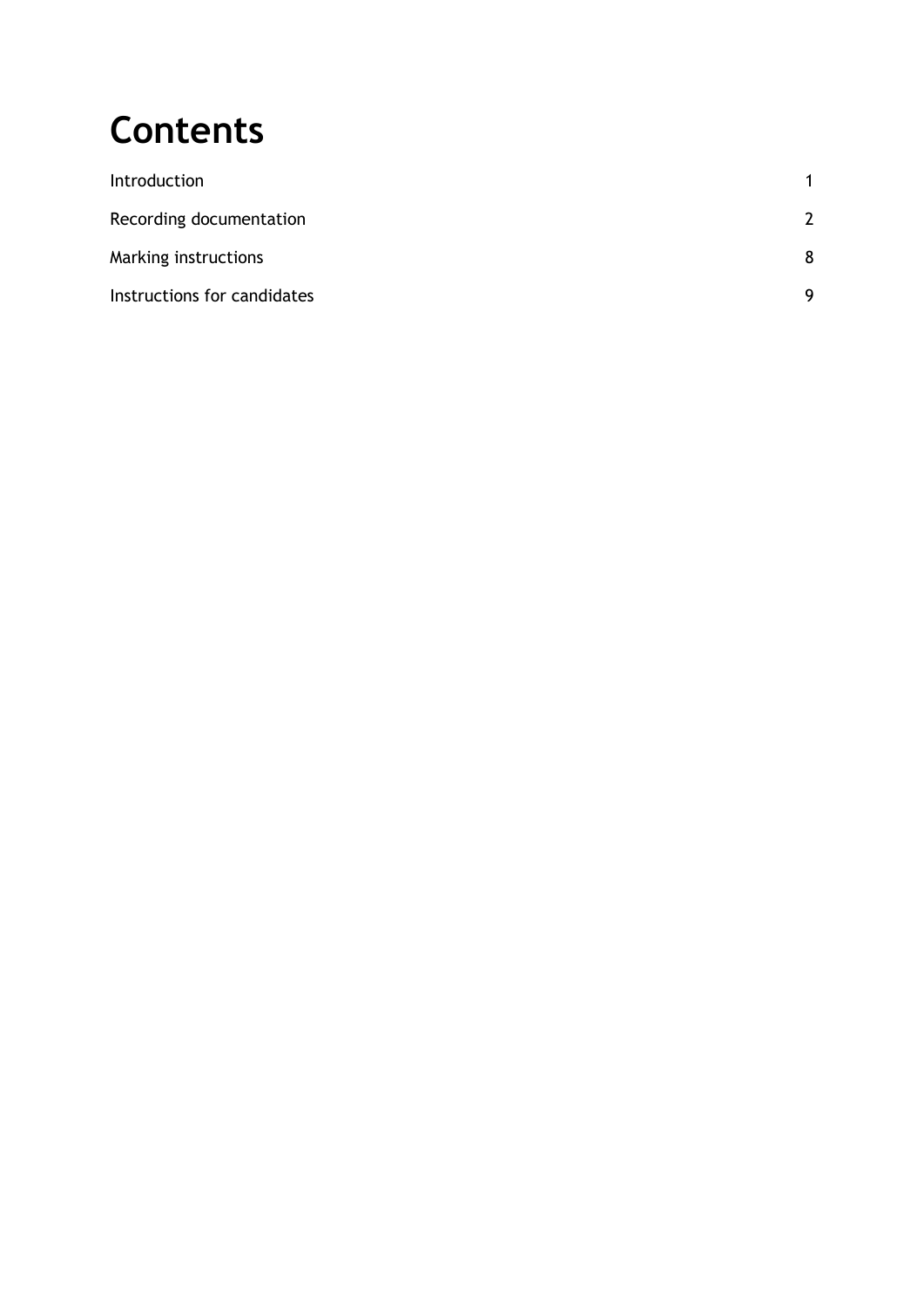# Contents

| | |
|---|---|
| Introduction | 1 |
| Recording documentation | 2 |
| Marking instructions | 8 |
| Instructions for candidates | 9 |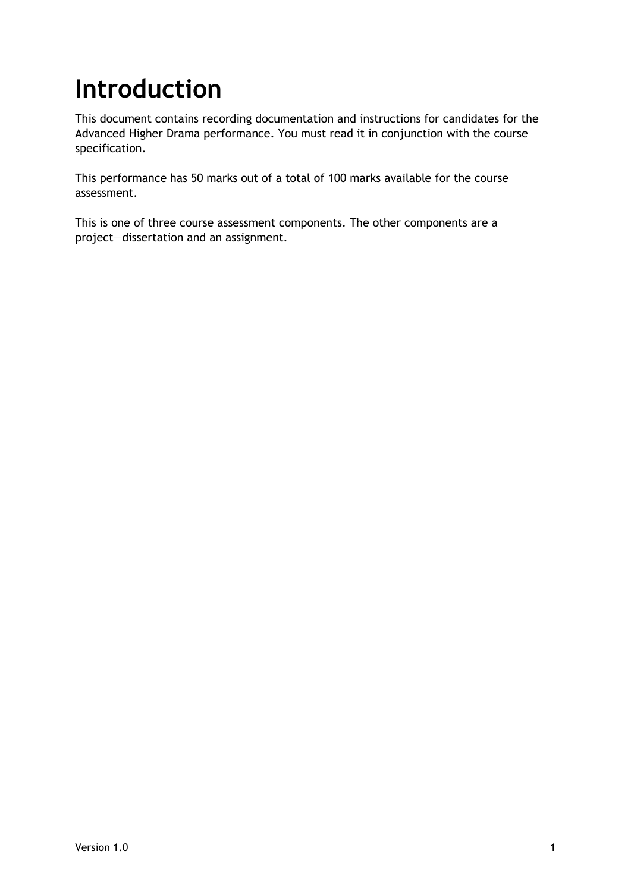# Introduction

This document contains recording documentation and instructions for candidates for the Advanced Higher Drama performance. You must read it in conjunction with the course specification.

This performance has 50 marks out of a total of 100 marks available for the course assessment.

This is one of three course assessment components. The other components are a project—dissertation and an assignment.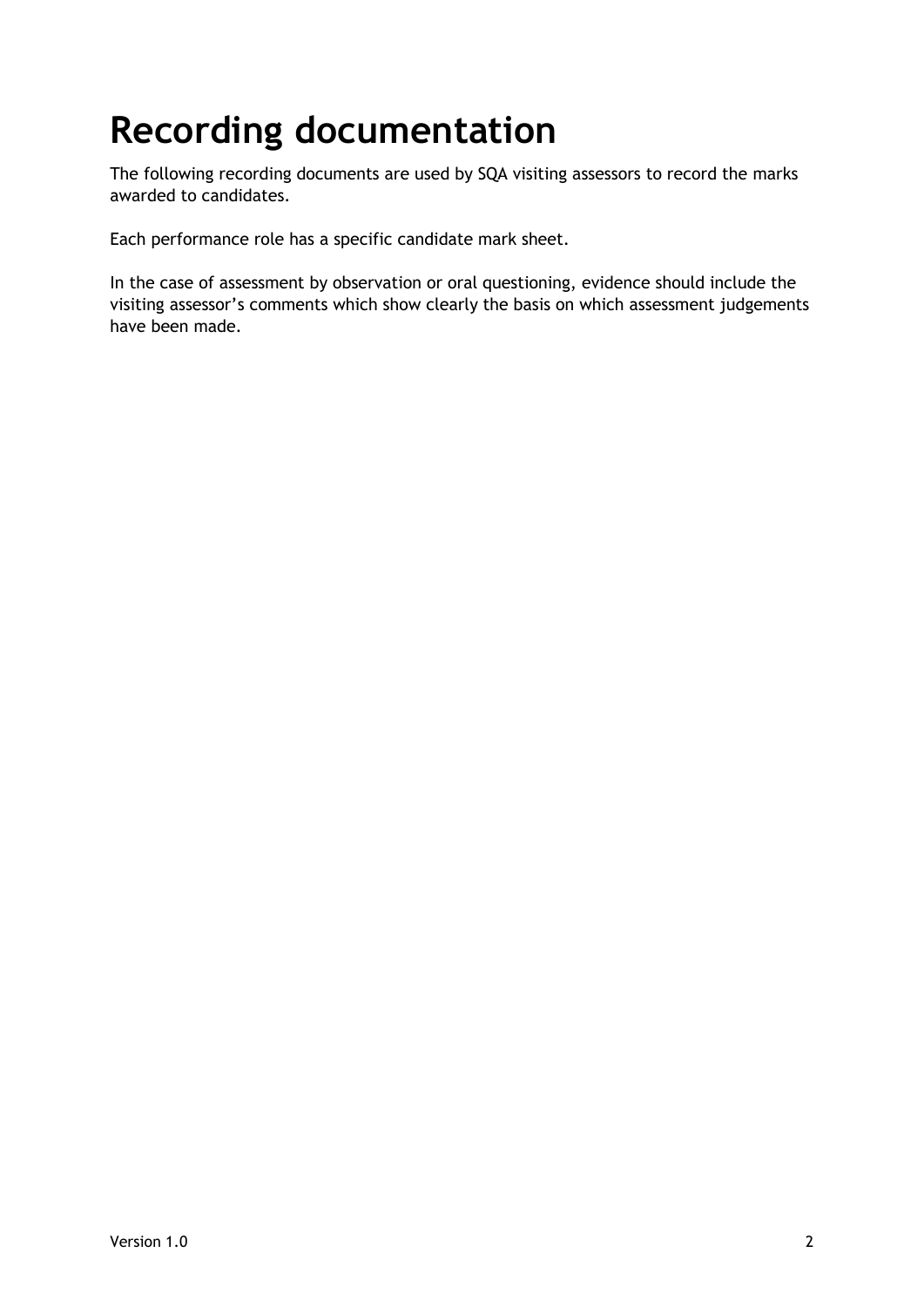# Recording documentation

The following recording documents are used by SQA visiting assessors to record the marks awarded to candidates.

Each performance role has a specific candidate mark sheet.

In the case of assessment by observation or oral questioning, evidence should include the visiting assessor's comments which show clearly the basis on which assessment judgements have been made.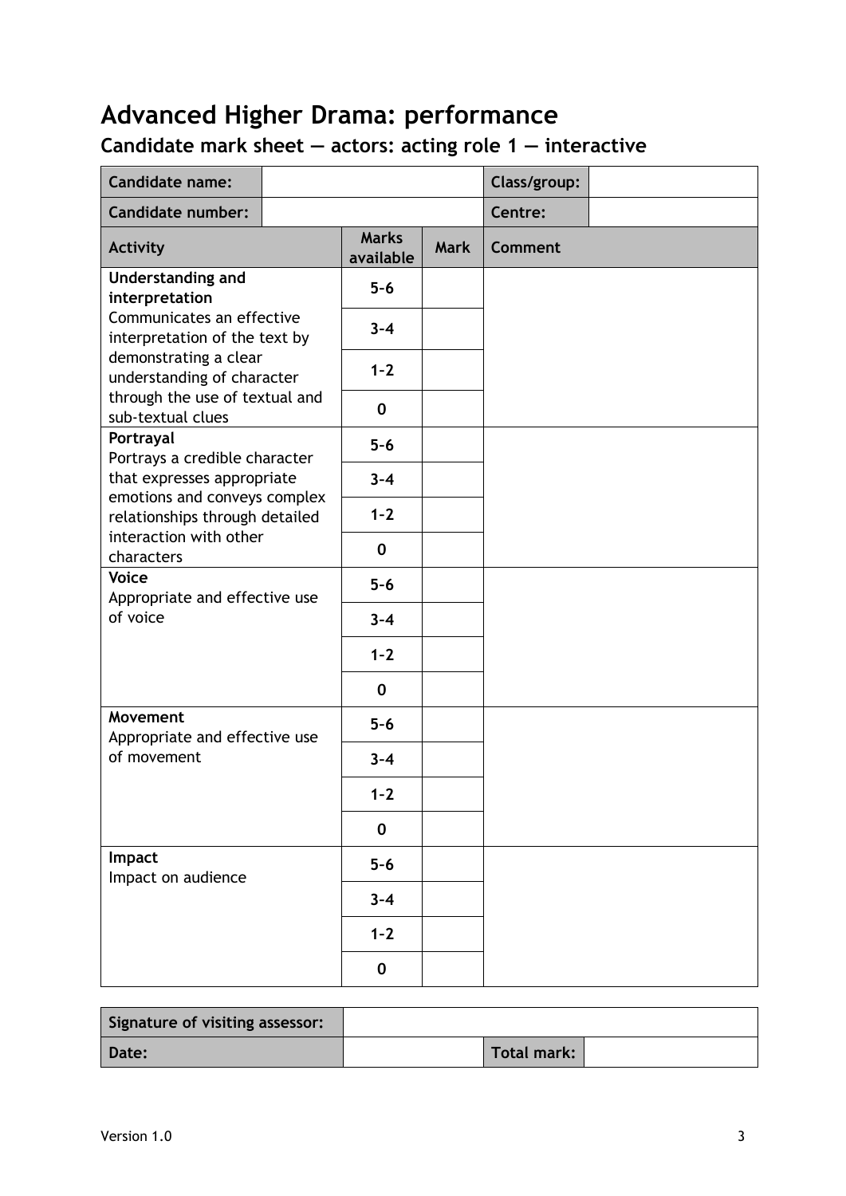# Advanced Higher Drama: performance

## Candidate mark sheet — actors: acting role 1 — interactive

| Candidate name: | | Class/group: | |
|---|---|---|---|
| Candidate number: | | Centre: | |

| Activity | Marks available | Mark | Comment |
|---|---|---|---|
| **Understanding and interpretation** Communicates an effective interpretation of the text by demonstrating a clear understanding of character through the use of textual and sub-textual clues | 5–6 | | |
| | 3–4 | | |
| | 1–2 | | |
| | 0 | | |
| **Portrayal** Portrays a credible character that expresses appropriate emotions and conveys complex relationships through detailed interaction with other characters | 5–6 | | |
| | 3–4 | | |
| | 1–2 | | |
| | 0 | | |
| **Voice** Appropriate and effective use of voice | 5–6 | | |
| | 3–4 | | |
| | 1–2 | | |
| | 0 | | |
| **Movement** Appropriate and effective use of movement | 5–6 | | |
| | 3–4 | | |
| | 1–2 | | |
| | 0 | | |
| **Impact** Impact on audience | 5–6 | | |
| | 3–4 | | |
| | 1–2 | | |
| | 0 | | |

| Signature of visiting assessor: | | | |
|---|---|---|---|
| Date: | | Total mark: | |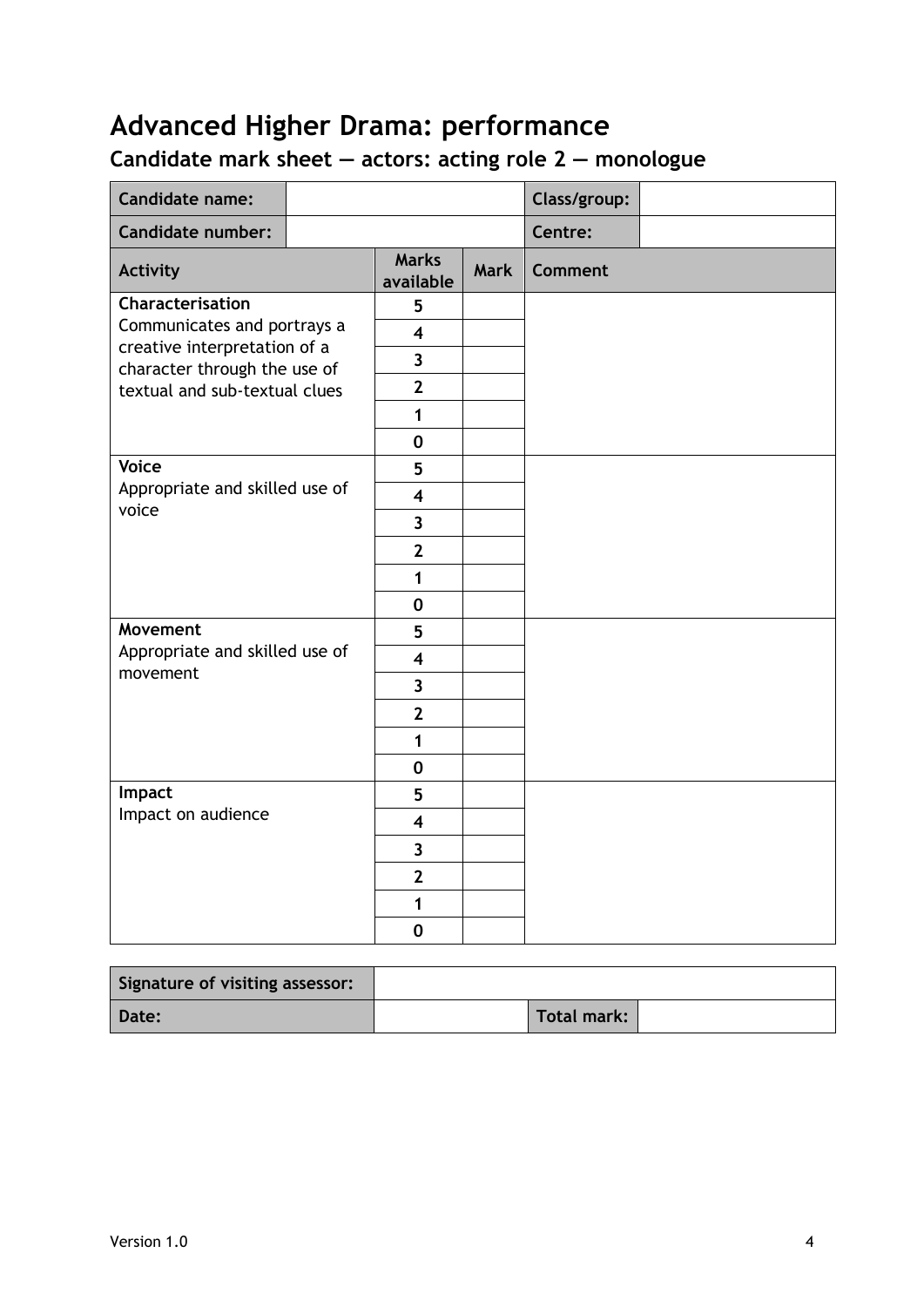# Advanced Higher Drama: performance

## Candidate mark sheet — actors: acting role 2 — monologue

| Candidate name: | | Class/group: | |
|---|---|---|---|
| Candidate number: | | Centre: | |

| Activity | Marks available | Mark | Comment |
|---|---|---|---|
| **Characterisation**<br>Communicates and portrays a creative interpretation of a character through the use of textual and sub-textual clues | 5 | | |
| | 4 | | |
| | 3 | | |
| | 2 | | |
| | 1 | | |
| | 0 | | |
| **Voice**<br>Appropriate and skilled use of voice | 5 | | |
| | 4 | | |
| | 3 | | |
| | 2 | | |
| | 1 | | |
| | 0 | | |
| **Movement**<br>Appropriate and skilled use of movement | 5 | | |
| | 4 | | |
| | 3 | | |
| | 2 | | |
| | 1 | | |
| | 0 | | |
| **Impact**<br>Impact on audience | 5 | | |
| | 4 | | |
| | 3 | | |
| | 2 | | |
| | 1 | | |
| | 0 | | |

| Signature of visiting assessor: | | | |
|---|---|---|---|
| Date: | | Total mark: | |

Version 1.0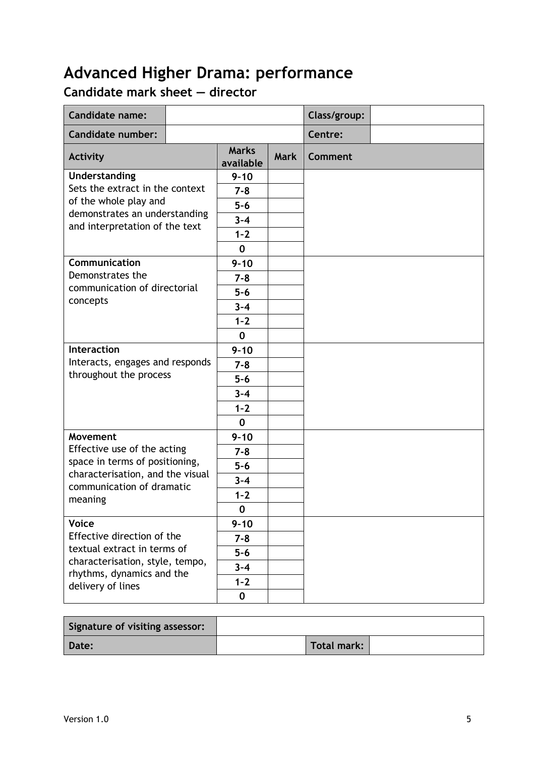# Advanced Higher Drama: performance

## Candidate mark sheet — director

| Candidate name: | | Class/group: | |
|---|---|---|---|
| Candidate number: | | Centre: | |

| Activity | Marks available | Mark | Comment |
|---|---|---|---|
| **Understanding**<br>Sets the extract in the context of the whole play and demonstrates an understanding and interpretation of the text | 9-10 | | |
| | 7-8 | | |
| | 5-6 | | |
| | 3-4 | | |
| | 1-2 | | |
| | 0 | | |
| **Communication**<br>Demonstrates the communication of directorial concepts | 9-10 | | |
| | 7-8 | | |
| | 5-6 | | |
| | 3-4 | | |
| | 1-2 | | |
| | 0 | | |
| **Interaction**<br>Interacts, engages and responds throughout the process | 9-10 | | |
| | 7-8 | | |
| | 5-6 | | |
| | 3-4 | | |
| | 1-2 | | |
| | 0 | | |
| **Movement**<br>Effective use of the acting space in terms of positioning, characterisation, and the visual communication of dramatic meaning | 9-10 | | |
| | 7-8 | | |
| | 5-6 | | |
| | 3-4 | | |
| | 1-2 | | |
| | 0 | | |
| **Voice**<br>Effective direction of the textual extract in terms of characterisation, style, tempo, rhythms, dynamics and the delivery of lines | 9-10 | | |
| | 7-8 | | |
| | 5-6 | | |
| | 3-4 | | |
| | 1-2 | | |
| | 0 | | |

| Signature of visiting assessor: | | | |
|---|---|---|---|
| Date: | | Total mark: | |

Version 1.0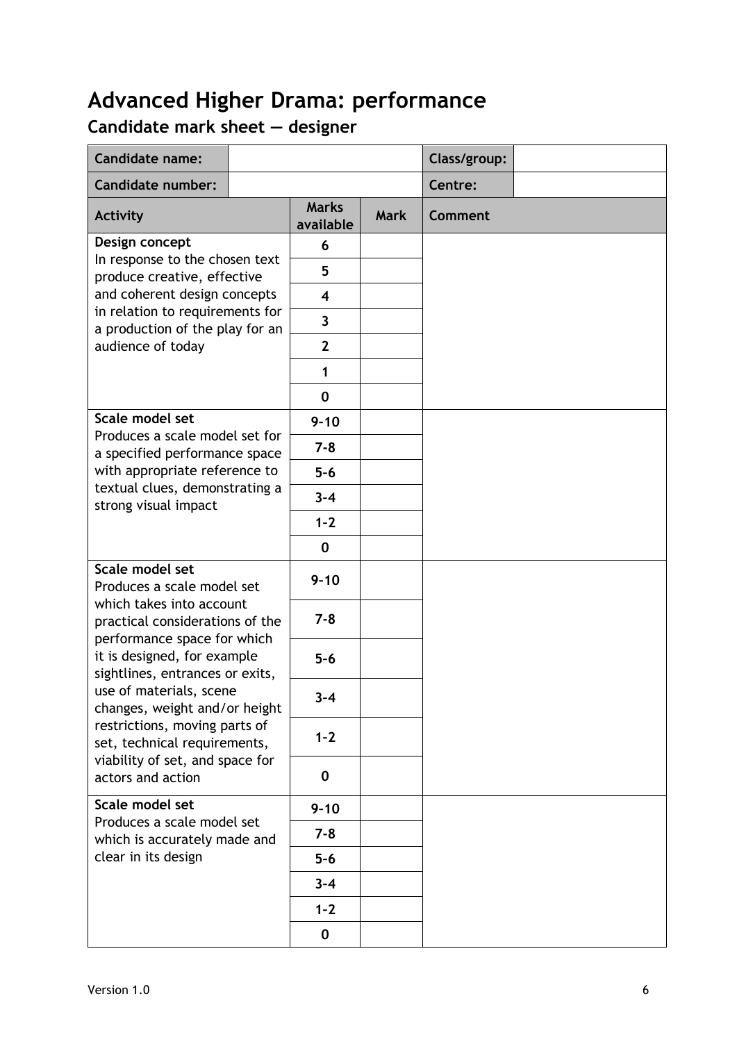# Advanced Higher Drama: performance

## Candidate mark sheet — designer

| Candidate name: | | Class/group: | |
|---|---|---|---|
| Candidate number: | | Centre: | |

| Activity | Marks available | Mark | Comment |
|---|---|---|---|
| **Design concept**<br>In response to the chosen text produce creative, effective and coherent design concepts in relation to requirements for a production of the play for an audience of today | 6 | | |
| | 5 | | |
| | 4 | | |
| | 3 | | |
| | 2 | | |
| | 1 | | |
| | 0 | | |
| **Scale model set**<br>Produces a scale model set for a specified performance space with appropriate reference to textual clues, demonstrating a strong visual impact | 9–10 | | |
| | 7–8 | | |
| | 5–6 | | |
| | 3–4 | | |
| | 1–2 | | |
| | 0 | | |
| **Scale model set**<br>Produces a scale model set which takes into account practical considerations of the performance space for which it is designed, for example sightlines, entrances or exits, use of materials, scene changes, weight and/or height restrictions, moving parts of set, technical requirements, viability of set, and space for actors and action | 9–10 | | |
| | 7–8 | | |
| | 5–6 | | |
| | 3–4 | | |
| | 1–2 | | |
| | 0 | | |
| **Scale model set**<br>Produces a scale model set which is accurately made and clear in its design | 9–10 | | |
| | 7–8 | | |
| | 5–6 | | |
| | 3–4 | | |
| | 1–2 | | |
| | 0 | | |

Version 1.0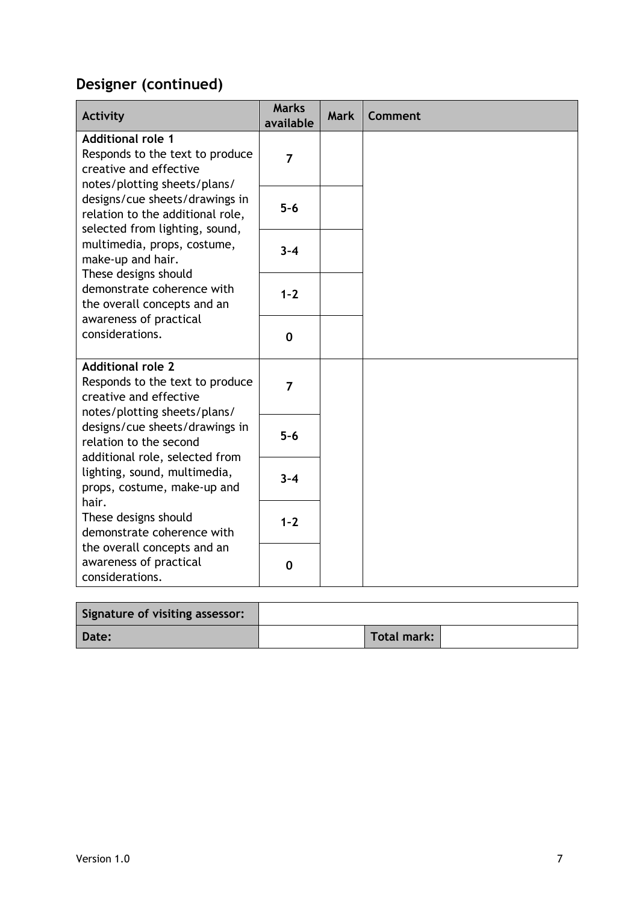## Designer (continued)

| Activity | Marks available | Mark | Comment |
|---|---|---|---|
| **Additional role 1**<br>Responds to the text to produce creative and effective notes/plotting sheets/plans/designs/cue sheets/drawings in relation to the additional role, selected from lighting, sound, multimedia, props, costume, make-up and hair.<br>These designs should demonstrate coherence with the overall concepts and an awareness of practical considerations. | **7** | | |
| | **5–6** | | |
| | **3–4** | | |
| | **1–2** | | |
| | **0** | | |
| **Additional role 2**<br>Responds to the text to produce creative and effective notes/plotting sheets/plans/designs/cue sheets/drawings in relation to the second additional role, selected from lighting, sound, multimedia, props, costume, make-up and hair.<br>These designs should demonstrate coherence with the overall concepts and an awareness of practical considerations. | **7** | | |
| | **5–6** | | |
| | **3–4** | | |
| | **1–2** | | |
| | **0** | | |

| Signature of visiting assessor: | | | |
|---|---|---|---|
| **Date:** | | **Total mark:** | |

Version 1.0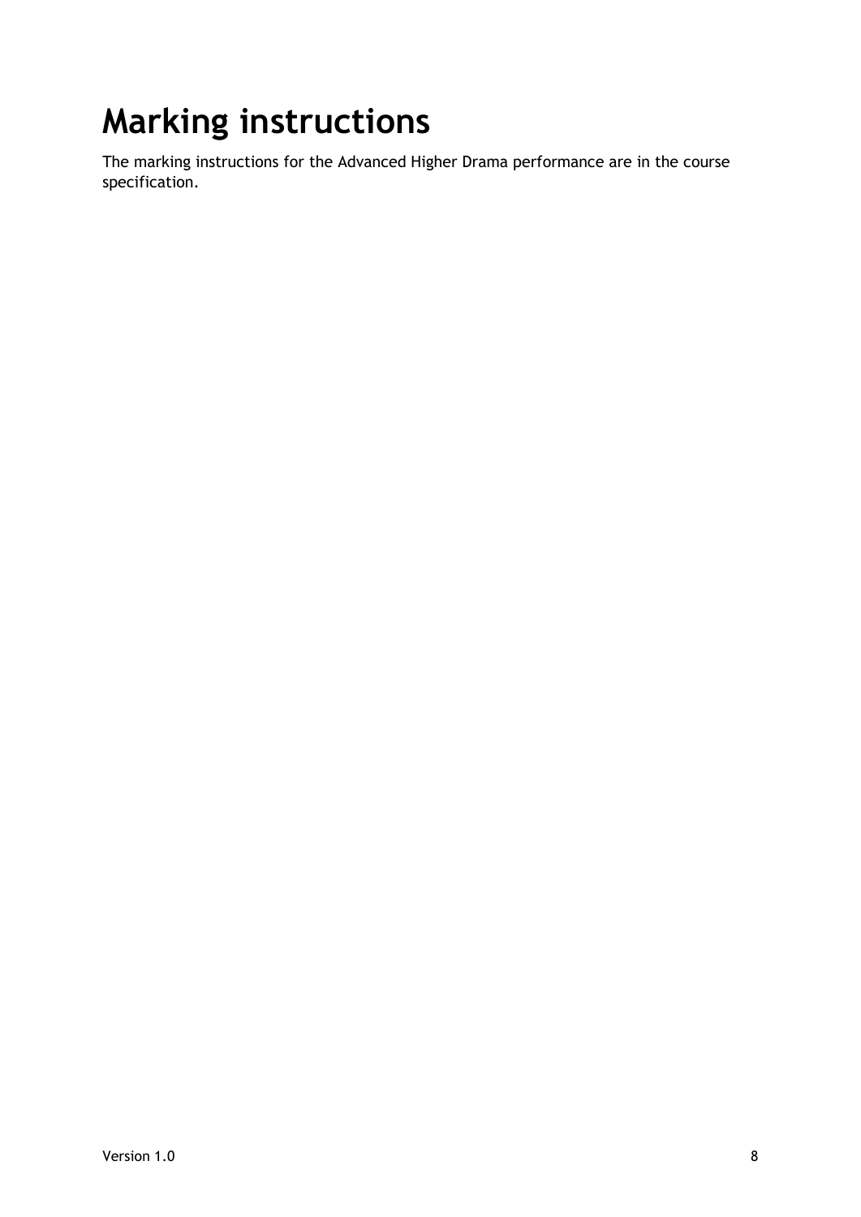# Marking instructions

The marking instructions for the Advanced Higher Drama performance are in the course specification.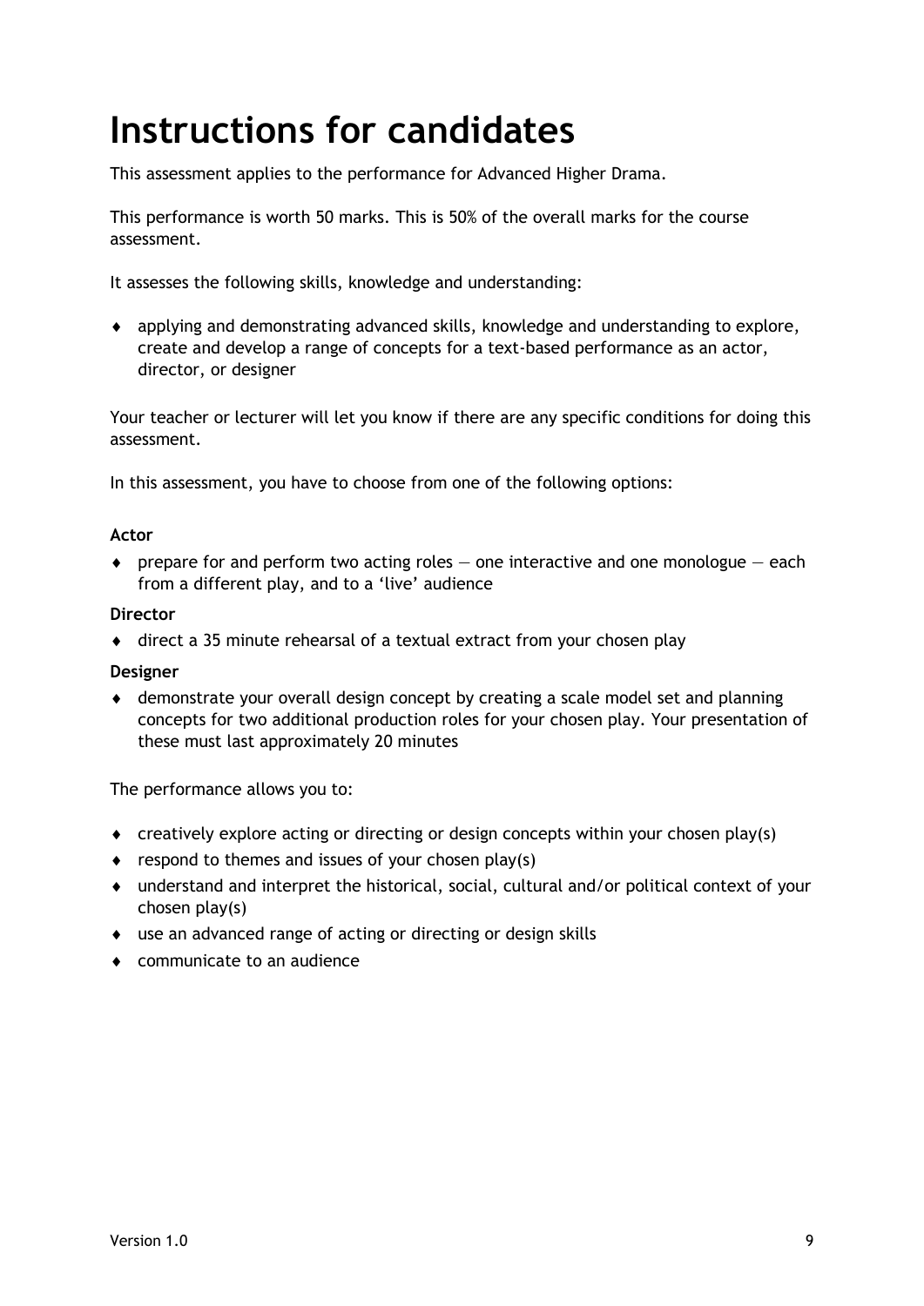# Instructions for candidates

This assessment applies to the performance for Advanced Higher Drama.

This performance is worth 50 marks. This is 50% of the overall marks for the course assessment.

It assesses the following skills, knowledge and understanding:

- applying and demonstrating advanced skills, knowledge and understanding to explore, create and develop a range of concepts for a text-based performance as an actor, director, or designer

Your teacher or lecturer will let you know if there are any specific conditions for doing this assessment.

In this assessment, you have to choose from one of the following options:

**Actor**

- prepare for and perform two acting roles — one interactive and one monologue — each from a different play, and to a 'live' audience

**Director**

- direct a 35 minute rehearsal of a textual extract from your chosen play

**Designer**

- demonstrate your overall design concept by creating a scale model set and planning concepts for two additional production roles for your chosen play. Your presentation of these must last approximately 20 minutes

The performance allows you to:

- creatively explore acting or directing or design concepts within your chosen play(s)
- respond to themes and issues of your chosen play(s)
- understand and interpret the historical, social, cultural and/or political context of your chosen play(s)
- use an advanced range of acting or directing or design skills
- communicate to an audience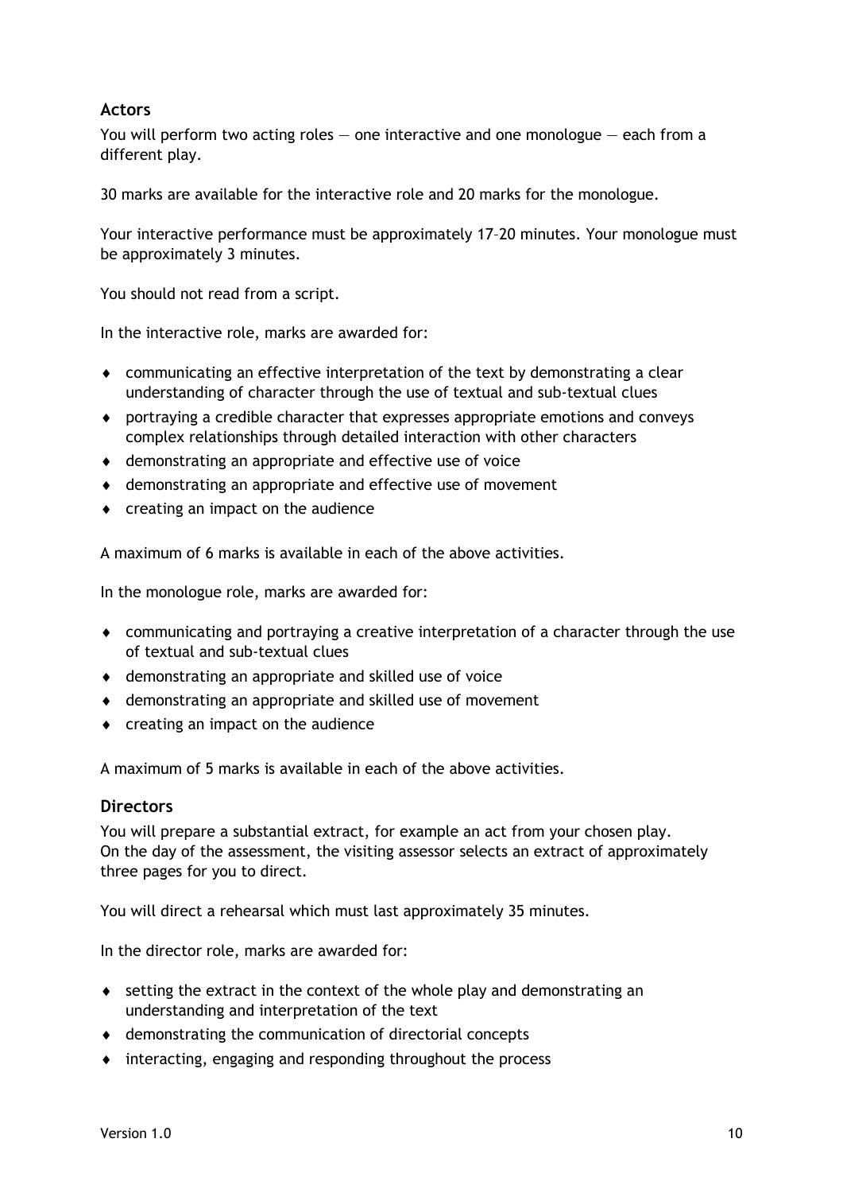### Actors

You will perform two acting roles — one interactive and one monologue — each from a different play.

30 marks are available for the interactive role and 20 marks for the monologue.

Your interactive performance must be approximately 17–20 minutes. Your monologue must be approximately 3 minutes.

You should not read from a script.

In the interactive role, marks are awarded for:

- communicating an effective interpretation of the text by demonstrating a clear understanding of character through the use of textual and sub-textual clues
- portraying a credible character that expresses appropriate emotions and conveys complex relationships through detailed interaction with other characters
- demonstrating an appropriate and effective use of voice
- demonstrating an appropriate and effective use of movement
- creating an impact on the audience

A maximum of 6 marks is available in each of the above activities.

In the monologue role, marks are awarded for:

- communicating and portraying a creative interpretation of a character through the use of textual and sub-textual clues
- demonstrating an appropriate and skilled use of voice
- demonstrating an appropriate and skilled use of movement
- creating an impact on the audience

A maximum of 5 marks is available in each of the above activities.

### Directors

You will prepare a substantial extract, for example an act from your chosen play. On the day of the assessment, the visiting assessor selects an extract of approximately three pages for you to direct.

You will direct a rehearsal which must last approximately 35 minutes.

In the director role, marks are awarded for:

- setting the extract in the context of the whole play and demonstrating an understanding and interpretation of the text
- demonstrating the communication of directorial concepts
- interacting, engaging and responding throughout the process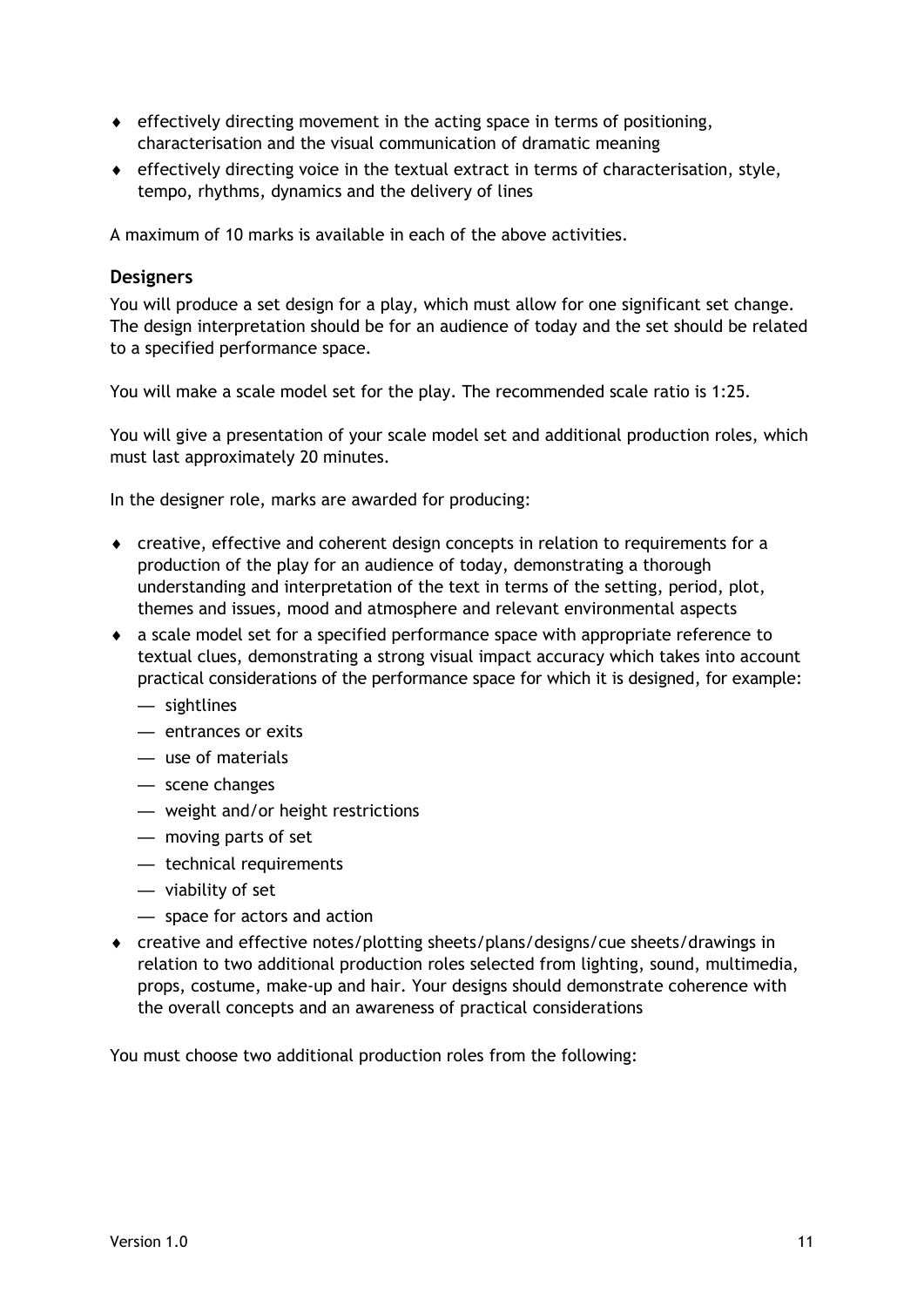- effectively directing movement in the acting space in terms of positioning, characterisation and the visual communication of dramatic meaning
- effectively directing voice in the textual extract in terms of characterisation, style, tempo, rhythms, dynamics and the delivery of lines

A maximum of 10 marks is available in each of the above activities.

### Designers

You will produce a set design for a play, which must allow for one significant set change. The design interpretation should be for an audience of today and the set should be related to a specified performance space.

You will make a scale model set for the play. The recommended scale ratio is 1:25.

You will give a presentation of your scale model set and additional production roles, which must last approximately 20 minutes.

In the designer role, marks are awarded for producing:

- creative, effective and coherent design concepts in relation to requirements for a production of the play for an audience of today, demonstrating a thorough understanding and interpretation of the text in terms of the setting, period, plot, themes and issues, mood and atmosphere and relevant environmental aspects
- a scale model set for a specified performance space with appropriate reference to textual clues, demonstrating a strong visual impact accuracy which takes into account practical considerations of the performance space for which it is designed, for example:
  - sightlines
  - entrances or exits
  - use of materials
  - scene changes
  - weight and/or height restrictions
  - moving parts of set
  - technical requirements
  - viability of set
  - space for actors and action
- creative and effective notes/plotting sheets/plans/designs/cue sheets/drawings in relation to two additional production roles selected from lighting, sound, multimedia, props, costume, make-up and hair. Your designs should demonstrate coherence with the overall concepts and an awareness of practical considerations

You must choose two additional production roles from the following: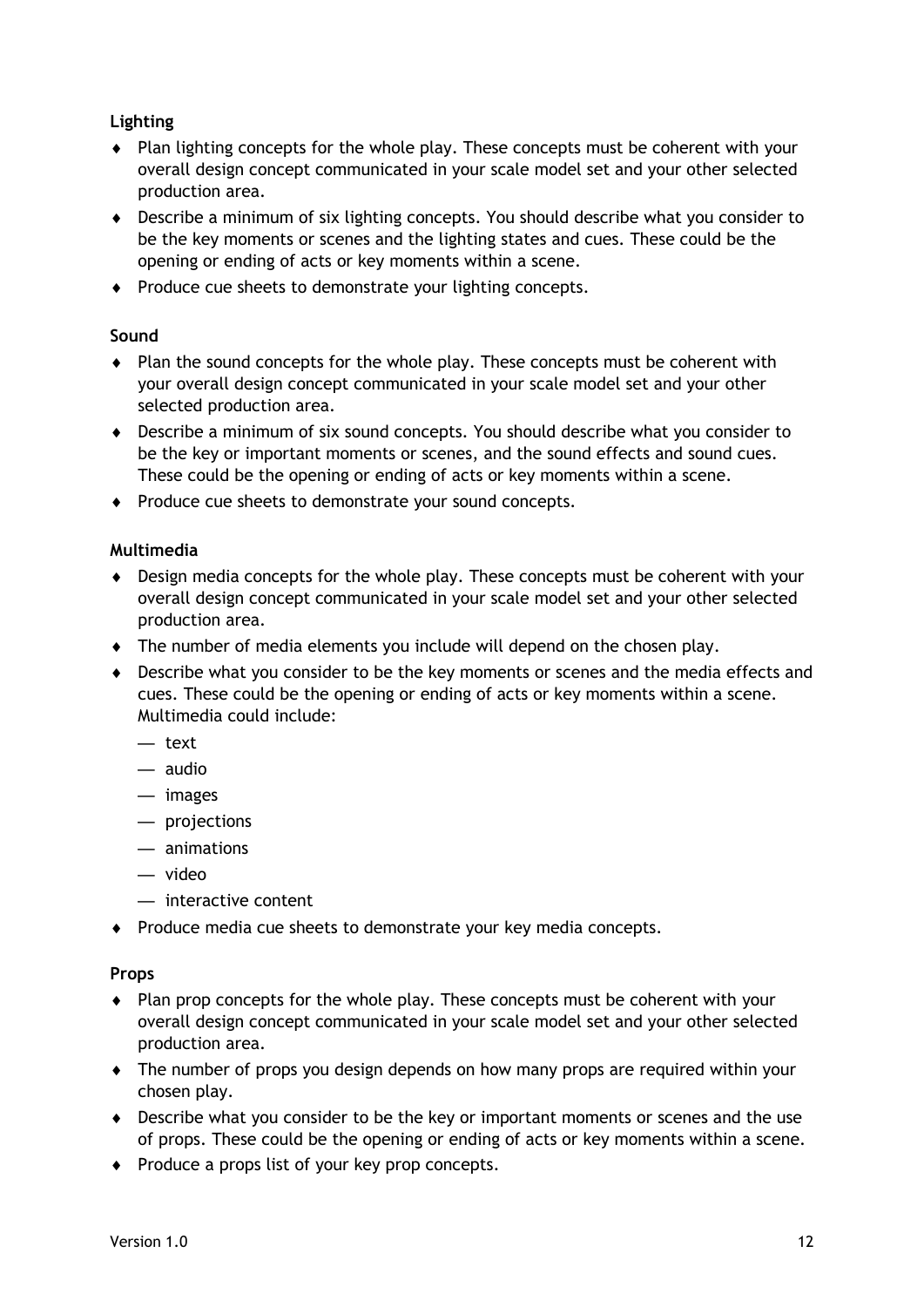**Lighting**

- Plan lighting concepts for the whole play. These concepts must be coherent with your overall design concept communicated in your scale model set and your other selected production area.
- Describe a minimum of six lighting concepts. You should describe what you consider to be the key moments or scenes and the lighting states and cues. These could be the opening or ending of acts or key moments within a scene.
- Produce cue sheets to demonstrate your lighting concepts.

**Sound**

- Plan the sound concepts for the whole play. These concepts must be coherent with your overall design concept communicated in your scale model set and your other selected production area.
- Describe a minimum of six sound concepts. You should describe what you consider to be the key or important moments or scenes, and the sound effects and sound cues. These could be the opening or ending of acts or key moments within a scene.
- Produce cue sheets to demonstrate your sound concepts.

**Multimedia**

- Design media concepts for the whole play. These concepts must be coherent with your overall design concept communicated in your scale model set and your other selected production area.
- The number of media elements you include will depend on the chosen play.
- Describe what you consider to be the key moments or scenes and the media effects and cues. These could be the opening or ending of acts or key moments within a scene. Multimedia could include:
  - text
  - audio
  - images
  - projections
  - animations
  - video
  - interactive content
- Produce media cue sheets to demonstrate your key media concepts.

**Props**

- Plan prop concepts for the whole play. These concepts must be coherent with your overall design concept communicated in your scale model set and your other selected production area.
- The number of props you design depends on how many props are required within your chosen play.
- Describe what you consider to be the key or important moments or scenes and the use of props. These could be the opening or ending of acts or key moments within a scene.
- Produce a props list of your key prop concepts.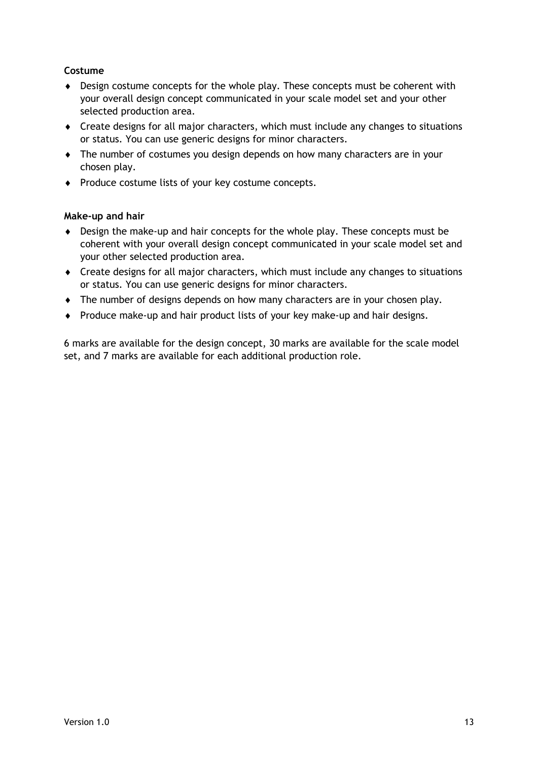**Costume**

- Design costume concepts for the whole play. These concepts must be coherent with your overall design concept communicated in your scale model set and your other selected production area.
- Create designs for all major characters, which must include any changes to situations or status. You can use generic designs for minor characters.
- The number of costumes you design depends on how many characters are in your chosen play.
- Produce costume lists of your key costume concepts.

**Make-up and hair**

- Design the make-up and hair concepts for the whole play. These concepts must be coherent with your overall design concept communicated in your scale model set and your other selected production area.
- Create designs for all major characters, which must include any changes to situations or status. You can use generic designs for minor characters.
- The number of designs depends on how many characters are in your chosen play.
- Produce make-up and hair product lists of your key make-up and hair designs.

6 marks are available for the design concept, 30 marks are available for the scale model set, and 7 marks are available for each additional production role.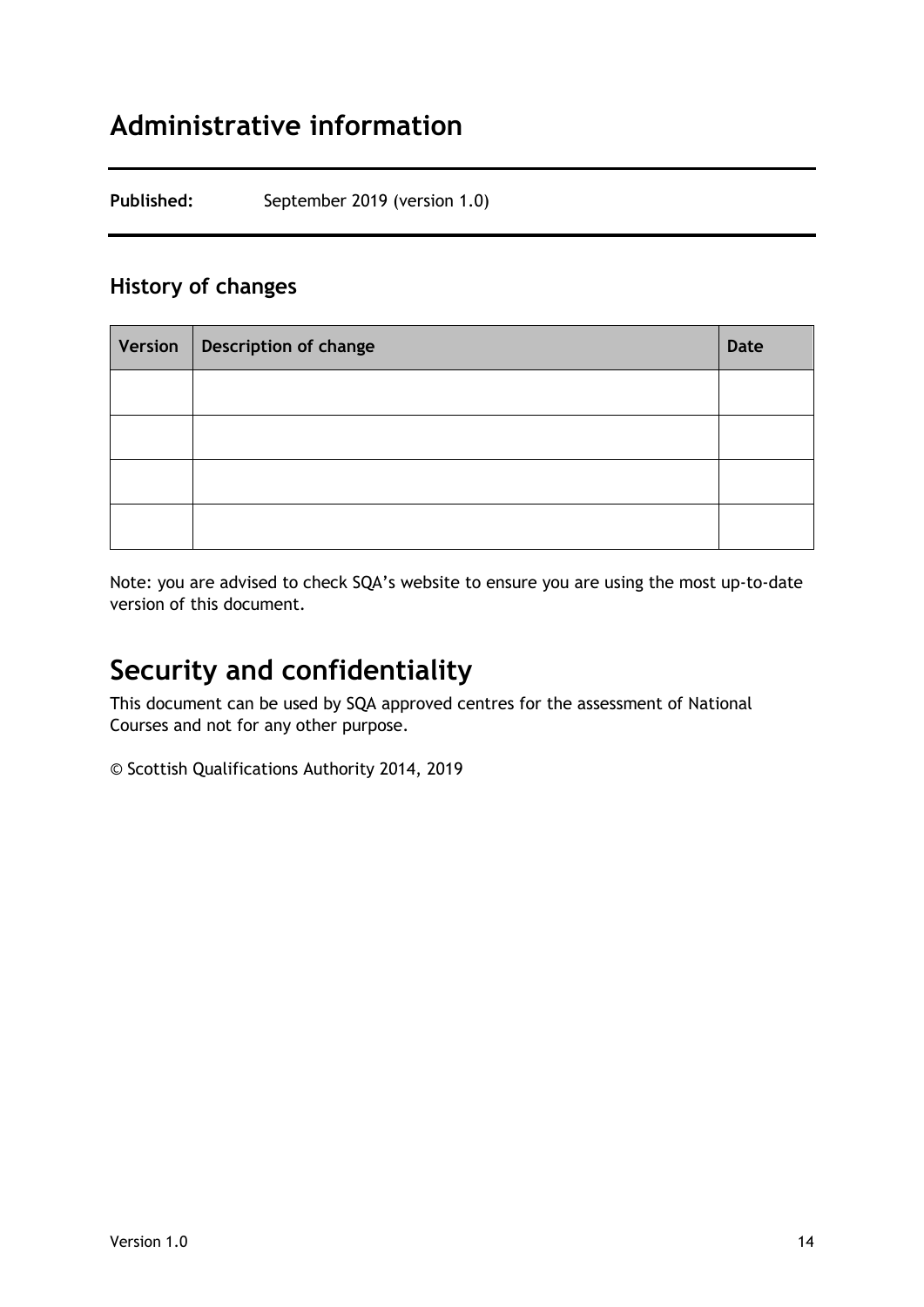# Administrative information

**Published:** September 2019 (version 1.0)

## History of changes

| Version | Description of change | Date |
| --- | --- | --- |
| | | |
| | | |
| | | |
| | | |

Note: you are advised to check SQA's website to ensure you are using the most up-to-date version of this document.

# Security and confidentiality

This document can be used by SQA approved centres for the assessment of National Courses and not for any other purpose.

© Scottish Qualifications Authority 2014, 2019